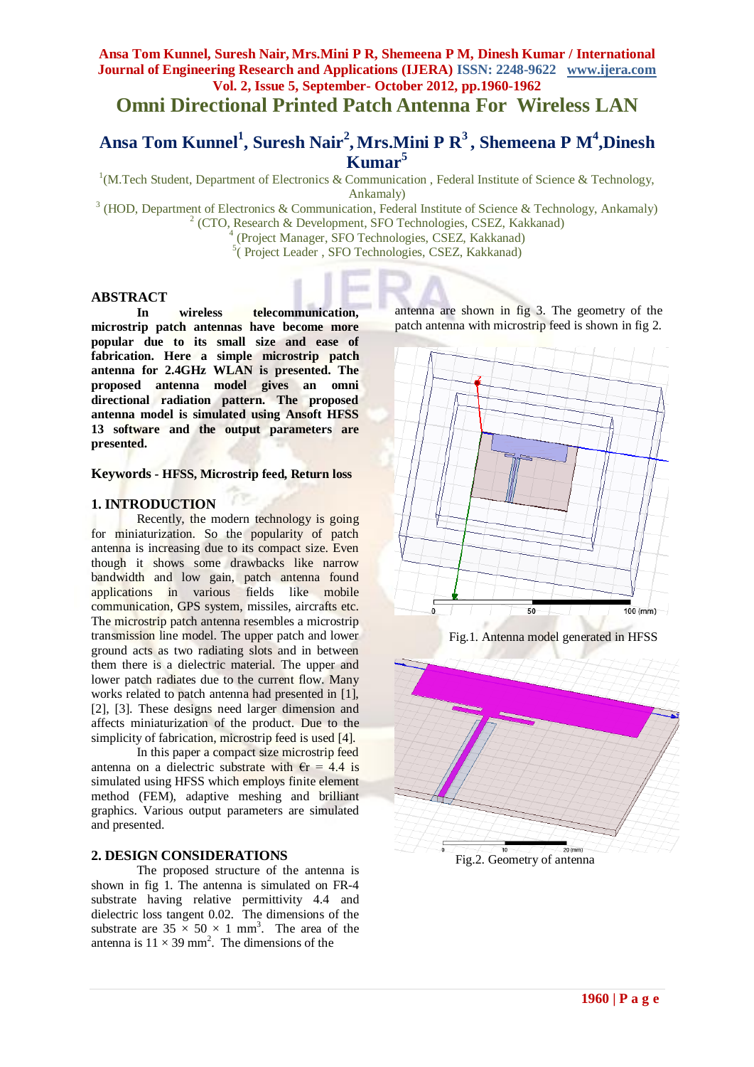# Omni Directional Printed Patch Antenna For Wireless LAN

## Ansa Tom Kunnel[1], Suresh Nair[2], Mrs.Mini P R[3], Shemeena P M[4], Dinesh Kumar[5]

[1](M.Tech Student, Department of Electronics & Communication , Federal Institute of Science & Technology, Ankamaly)

[3] (HOD, Department of Electronics & Communication, Federal Institute of Science & Technology, Ankamaly)

[2] (CTO, Research & Development, SFO Technologies, CSEZ, Kakkanad)

[4] (Project Manager, SFO Technologies, CSEZ, Kakkanad)

[5]( Project Leader , SFO Technologies, CSEZ, Kakkanad)

## ABSTRACT

**In wireless telecommunication, microstrip patch antennas have become more popular due to its small size and ease of fabrication. Here a simple microstrip patch antenna for 2.4GHz WLAN is presented. The proposed antenna model gives an omni directional radiation pattern. The proposed antenna model is simulated using Ansoft HFSS 13 software and the output parameters are presented.**

**Keywords** - **HFSS, Microstrip feed, Return loss**

## 1. INTRODUCTION

Recently, the modern technology is going for miniaturization. So the popularity of patch antenna is increasing due to its compact size. Even though it shows some drawbacks like narrow bandwidth and low gain, patch antenna found applications in various fields like mobile communication, GPS system, missiles, aircrafts etc. The microstrip patch antenna resembles a microstrip transmission line model. The upper patch and lower ground acts as two radiating slots and in between them there is a dielectric material. The upper and lower patch radiates due to the current flow. Many works related to patch antenna had presented in [1], [2], [3]. These designs need larger dimension and affects miniaturization of the product. Due to the simplicity of fabrication, microstrip feed is used [4].

In this paper a compact size microstrip feed antenna on a dielectric substrate with $\epsilon_r = 4.4$ is simulated using HFSS which employs finite element method (FEM), adaptive meshing and brilliant graphics. Various output parameters are simulated and presented.

## 2. DESIGN CONSIDERATIONS

The proposed structure of the antenna is shown in fig 1. The antenna is simulated on FR-4 substrate having relative permittivity 4.4 and dielectric loss tangent 0.02. The dimensions of the substrate are $35 \times 50 \times 1$ mm$^3$. The area of the antenna is $11 \times 39$ mm$^2$. The dimensions of the antenna are shown in fig 3. The geometry of the patch antenna with microstrip feed is shown in fig 2.

Fig.1. Antenna model generated in HFSS

Fig.2. Geometry of antenna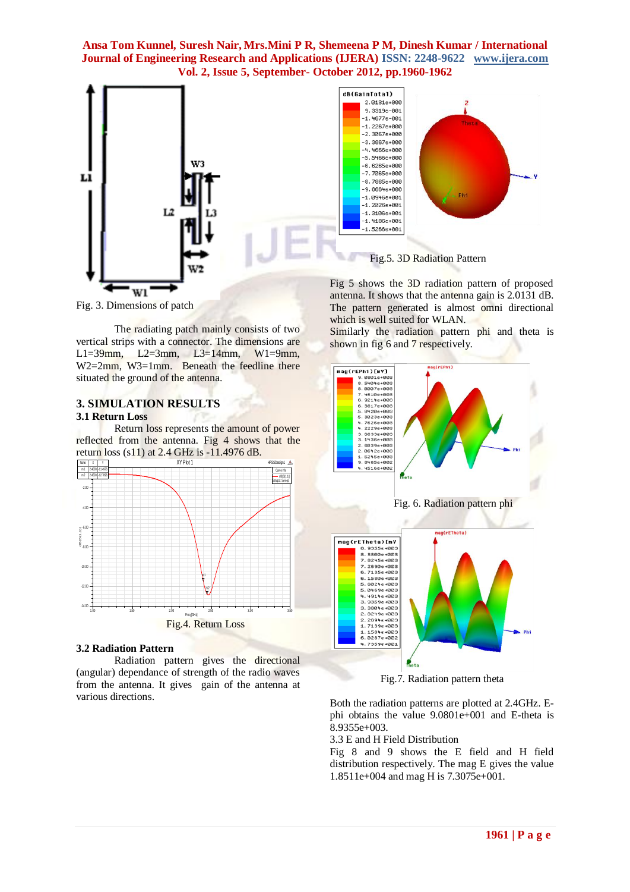Fig. 3. Dimensions of patch

The radiating patch mainly consists of two vertical strips with a connector. The dimensions are L1=39mm, L2=3mm, L3=14mm, W1=9mm, W2=2mm, W3=1mm. Beneath the feedline there situated the ground of the antenna.

## 3. SIMULATION RESULTS

### 3.1 Return Loss

Return loss represents the amount of power reflected from the antenna. Fig 4 shows that the return loss (s11) at 2.4 GHz is -11.4976 dB.

Fig.4. Return Loss

### 3.2 Radiation Pattern

Radiation pattern gives the directional (angular) dependance of strength of the radio waves from the antenna. It gives gain of the antenna at various directions.

Fig.5. 3D Radiation Pattern

Fig 5 shows the 3D radiation pattern of proposed antenna. It shows that the antenna gain is 2.0131 dB. The pattern generated is almost omni directional which is well suited for WLAN.

Similarly the radiation pattern phi and theta is shown in fig 6 and 7 respectively.

Fig. 6. Radiation pattern phi

Fig.7. Radiation pattern theta

Both the radiation patterns are plotted at 2.4GHz. E-phi obtains the value 9.0801e+001 and E-theta is 8.9355e+003.

3.3 E and H Field Distribution

Fig 8 and 9 shows the E field and H field distribution respectively. The mag E gives the value 1.8511e+004 and mag H is 7.3075e+001.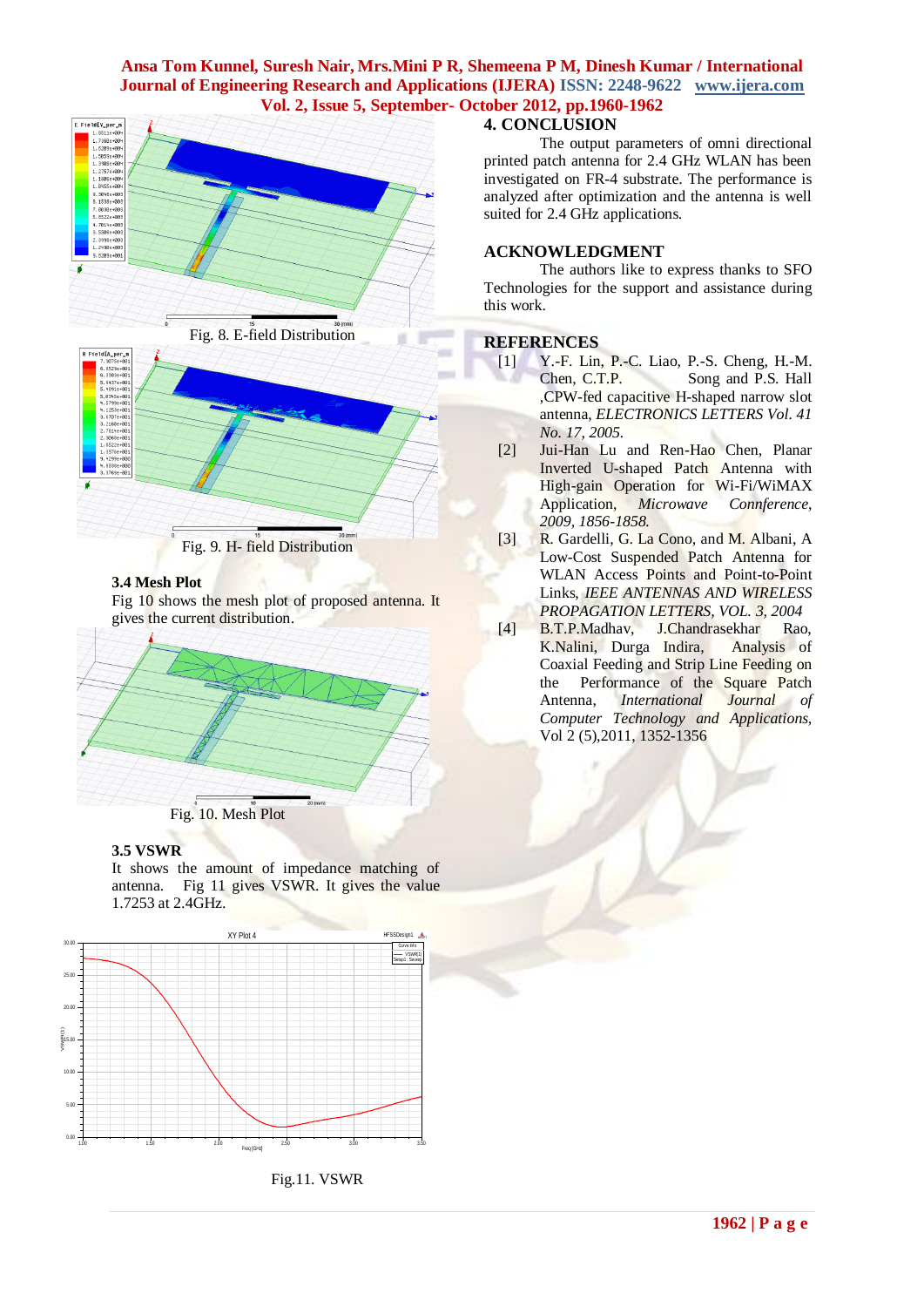Fig. 8. E-field Distribution

Fig. 9. H- field Distribution

### 3.4 Mesh Plot

Fig 10 shows the mesh plot of proposed antenna. It gives the current distribution.

Fig. 10. Mesh Plot

### 3.5 VSWR

It shows the amount of impedance matching of antenna. Fig 11 gives VSWR. It gives the value 1.7253 at 2.4GHz.

Fig.11. VSWR

## 4. CONCLUSION

The output parameters of omni directional printed patch antenna for 2.4 GHz WLAN has been investigated on FR-4 substrate. The performance is analyzed after optimization and the antenna is well suited for 2.4 GHz applications.

## ACKNOWLEDGMENT

The authors like to express thanks to SFO Technologies for the support and assistance during this work.

## REFERENCES

[1] Y.-F. Lin, P.-C. Liao, P.-S. Cheng, H.-M. Chen, C.T.P. Song and P.S. Hall ,CPW-fed capacitive H-shaped narrow slot antenna, *ELECTRONICS LETTERS Vol. 41 No. 17, 2005.*

[2] Jui-Han Lu and Ren-Hao Chen, Planar Inverted U-shaped Patch Antenna with High-gain Operation for Wi-Fi/WiMAX Application, *Microwave Connference, 2009, 1856-1858.*

[3] R. Gardelli, G. La Cono, and M. Albani, A Low-Cost Suspended Patch Antenna for WLAN Access Points and Point-to-Point Links, *IEEE ANTENNAS AND WIRELESS PROPAGATION LETTERS, VOL. 3, 2004*

[4] B.T.P.Madhav, J.Chandrasekhar Rao, K.Nalini, Durga Indira, Analysis of Coaxial Feeding and Strip Line Feeding on the Performance of the Square Patch Antenna, *International Journal of Computer Technology and Applications,* Vol 2 (5),2011, 1352-1356